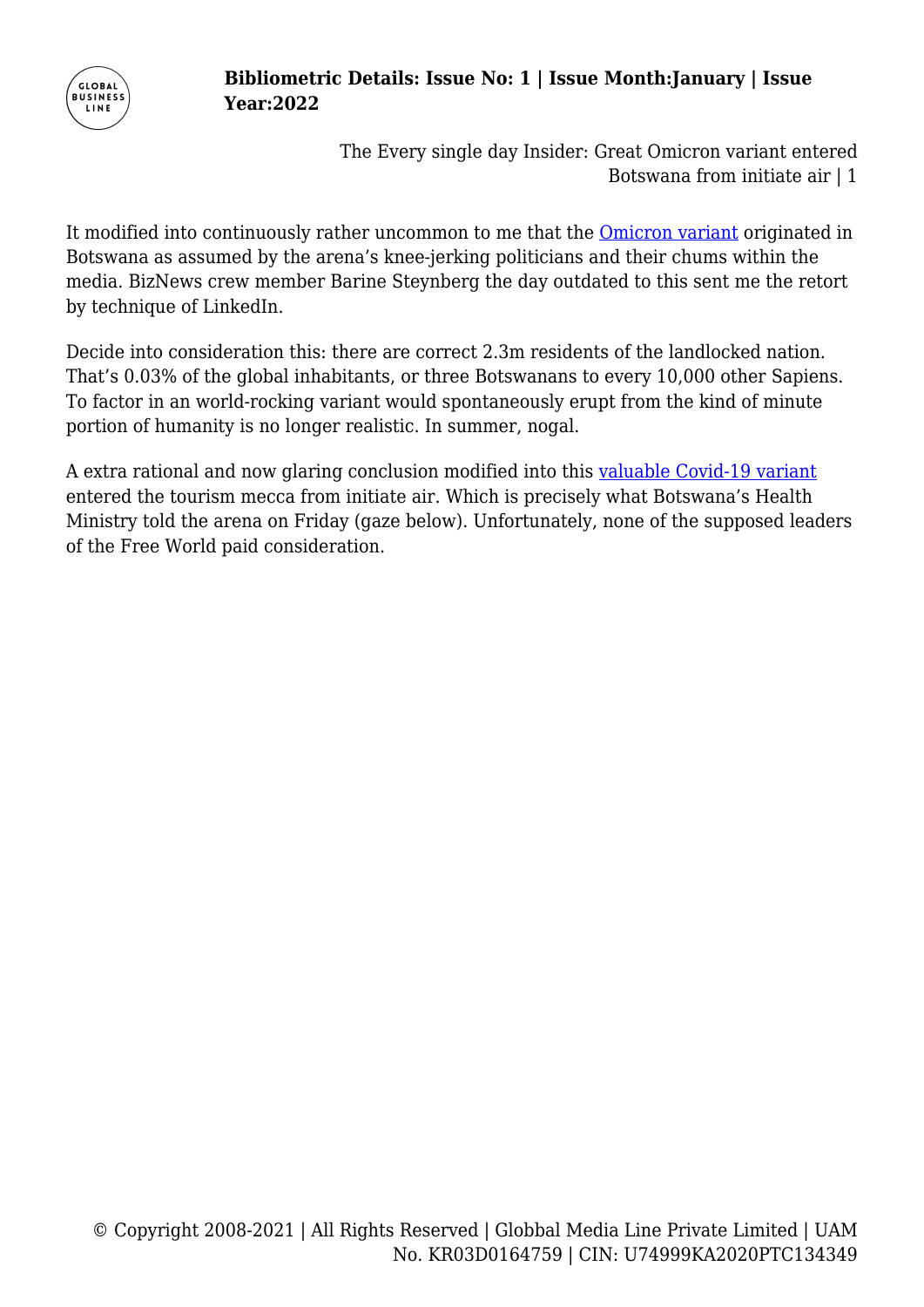It modified into continuously rather uncommon to me that the Omicron variant originated in Botswana as assumed by the arena's knee-jerking politicians and their chums within the media. BizNews crew member Barine Steynberg the day outdated to this sent me the retort by technique of LinkedIn.

Decide into consideration this: there are correct 2.3m residents of the landlocked nation. That's 0.03% of the global inhabitants, or three Botswanans to every 10,000 other Sapiens. To factor in an world-rocking variant would spontaneously erupt from the kind of minute portion of humanity is no longer realistic. In summer, nogal.

A extra rational and now glaring conclusion modified into this valuable Covid-19 variant entered the tourism mecca from initiate air. Which is precisely what Botswana's Health Ministry told the arena on Friday (gaze below). Unfortunately, none of the supposed leaders of the Free World paid consideration.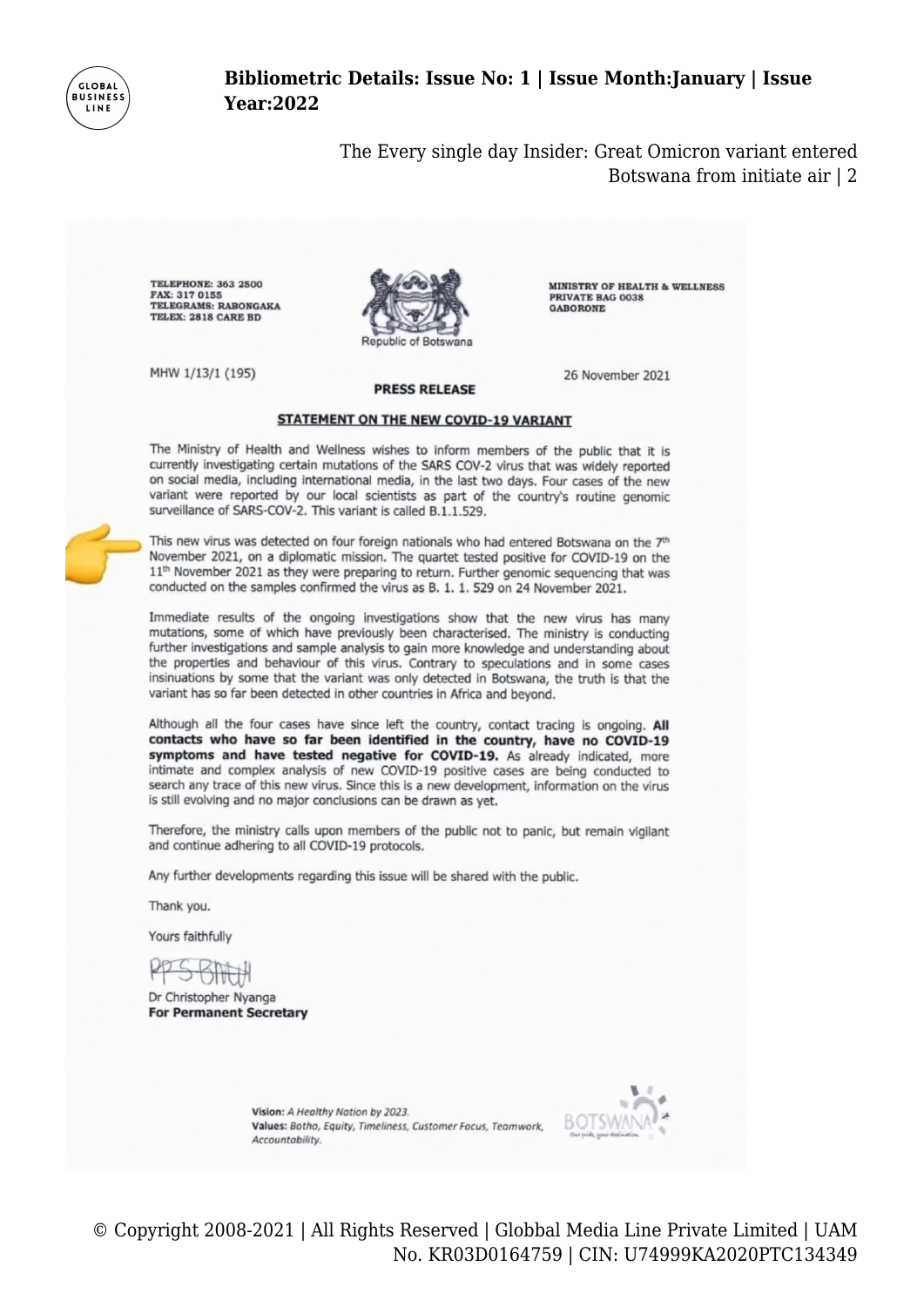TELEPHONE: 363 2500
FAX: 317 0155
TELEGRAMS: RABONGAKA
TELEX: 2818 CARE BD

Republic of Botswana

MINISTRY OF HEALTH & WELLNESS
PRIVATE BAG 0038
GABORONE

MHW 1/13/1 (195)

26 November 2021

**PRESS RELEASE**

**STATEMENT ON THE NEW COVID-19 VARIANT**

The Ministry of Health and Wellness wishes to inform members of the public that it is currently investigating certain mutations of the SARS COV-2 virus that was widely reported on social media, including international media, in the last two days. Four cases of the new variant were reported by our local scientists as part of the country's routine genomic surveillance of SARS-COV-2. This variant is called B.1.1.529.

This new virus was detected on four foreign nationals who had entered Botswana on the 7th November 2021, on a diplomatic mission. The quartet tested positive for COVID-19 on the 11th November 2021 as they were preparing to return. Further genomic sequencing that was conducted on the samples confirmed the virus as B. 1. 1. 529 on 24 November 2021.

Immediate results of the ongoing investigations show that the new virus has many mutations, some of which have previously been characterised. The ministry is conducting further investigations and sample analysis to gain more knowledge and understanding about the properties and behaviour of this virus. Contrary to speculations and in some cases insinuations by some that the variant was only detected in Botswana, the truth is that the variant has so far been detected in other countries in Africa and beyond.

Although all the four cases have since left the country, contact tracing is ongoing. **All contacts who have so far been identified in the country, have no COVID-19 symptoms and have tested negative for COVID-19.** As already indicated, more intimate and complex analysis of new COVID-19 positive cases are being conducted to search any trace of this new virus. Since this is a new development, information on the virus is still evolving and no major conclusions can be drawn as yet.

Therefore, the ministry calls upon members of the public not to panic, but remain vigilant and continue adhering to all COVID-19 protocols.

Any further developments regarding this issue will be shared with the public.

Thank you.

Yours faithfully

Dr Christopher Nyanga
**For Permanent Secretary**

**Vision:** *A Healthy Nation by 2023.*
**Values:** *Botho, Equity, Timeliness, Customer Focus, Teamwork, Accountability.*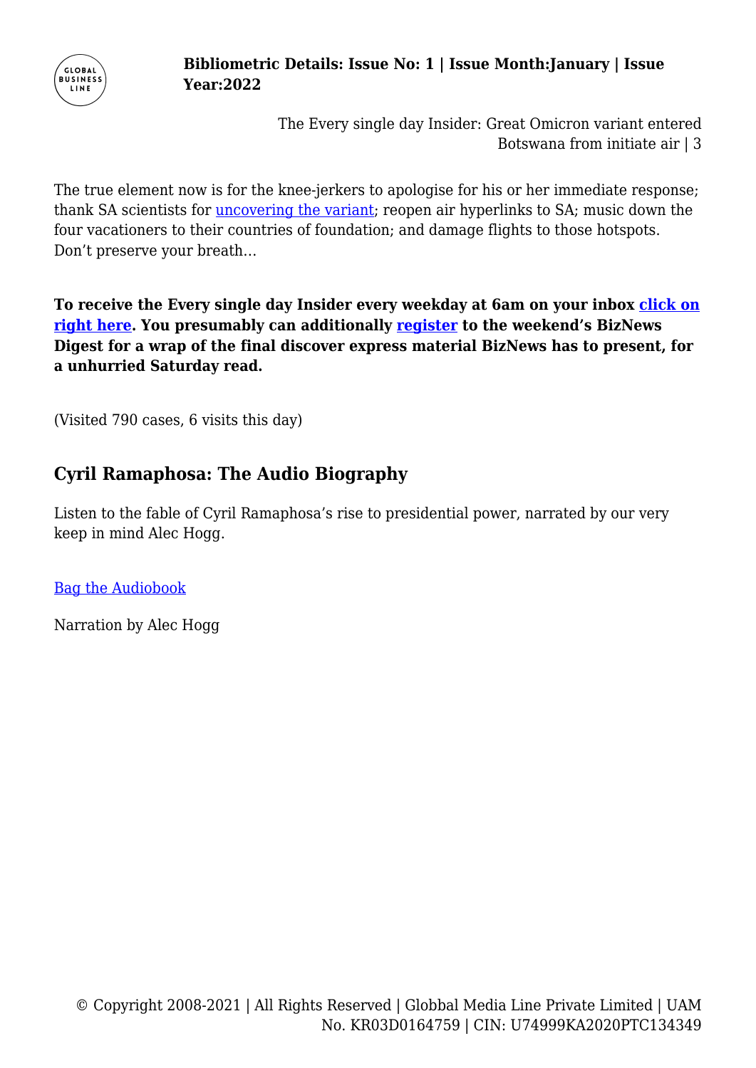The true element now is for the knee-jerkers to apologise for his or her immediate response; thank SA scientists for uncovering the variant; reopen air hyperlinks to SA; music down the four vacationers to their countries of foundation; and damage flights to those hotspots. Don't preserve your breath…

**To receive the Every single day Insider every weekday at 6am on your inbox click on right here. You presumably can additionally register to the weekend's BizNews Digest for a wrap of the final discover express material BizNews has to present, for a unhurried Saturday read.**

(Visited 790 cases, 6 visits this day)

## Cyril Ramaphosa: The Audio Biography

Listen to the fable of Cyril Ramaphosa's rise to presidential power, narrated by our very keep in mind Alec Hogg.

Bag the Audiobook

Narration by Alec Hogg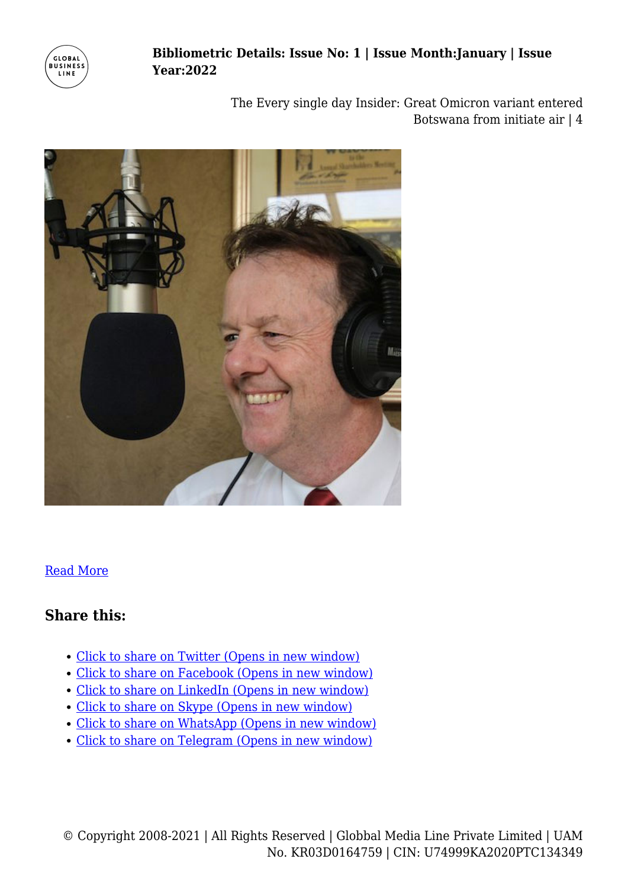[Read More](#)

## Share this:

- [Click to share on Twitter (Opens in new window)](#)
- [Click to share on Facebook (Opens in new window)](#)
- [Click to share on LinkedIn (Opens in new window)](#)
- [Click to share on Skype (Opens in new window)](#)
- [Click to share on WhatsApp (Opens in new window)](#)
- [Click to share on Telegram (Opens in new window)](#)